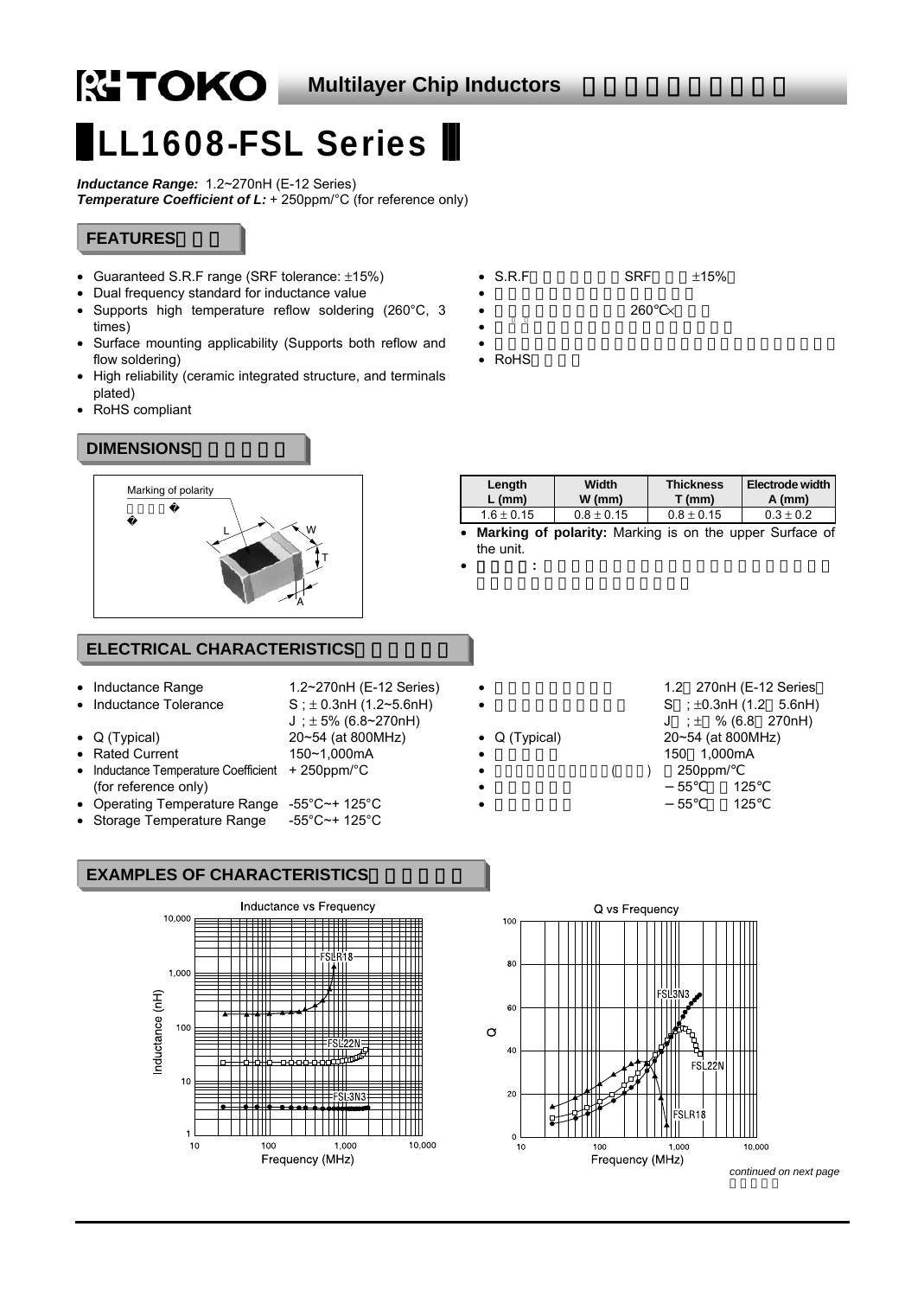# TOKO Multilayer Chip Inductors

# LL1608-FSL Series

***Inductance Range:*** 1.2~270nH (E-12 Series)
***Temperature Coefficient of L:*** + 250ppm/°C (for reference only)

## FEATURES

- Guaranteed S.R.F range (SRF tolerance: ±15%)
- Dual frequency standard for inductance value
- Supports high temperature reflow soldering (260°C, 3 times)
- Surface mounting applicability (Supports both reflow and flow soldering)
- High reliability (ceramic integrated structure, and terminals plated)
- RoHS compliant

- S.R.F　　　　　SRF　　±15%
- 
- 　　　　　　260℃×
- 
- 
- RoHS

## DIMENSIONS

Marking of polarity

| Length L (mm) | Width W (mm) | Thickness T (mm) | Electrode width A (mm) |
|---|---|---|---|
| 1.6 ± 0.15 | 0.8 ± 0.15 | 0.8 ± 0.15 | 0.3 ± 0.2 |

- **Marking of polarity:** Marking is on the upper Surface of the unit.

## ELECTRICAL CHARACTERISTICS

- Inductance Range: 1.2~270nH (E-12 Series)
- Inductance Tolerance: S ; ± 0.3nH (1.2~5.6nH), J ; ± 5% (6.8~270nH)
- Q (Typical): 20~54 (at 800MHz)
- Rated Current: 150~1,000mA
- Inductance Temperature Coefficient (for reference only): + 250ppm/°C
- Operating Temperature Range: -55°C~+ 125°C
- Storage Temperature Range: -55°C~+ 125°C

- 1.2　270nH (E-12 Series)
- S ; ±0.3nH (1.2　5.6nH), J ; ±　% (6.8　270nH)
- Q (Typical) 20~54 (at 800MHz)
- 150　1,000mA
- (　　) 250ppm/℃
- −55℃　125℃
- −55℃　125℃

## EXAMPLES OF CHARACTERISTICS

Inductance vs Frequency

Q vs Frequency

*continued on next page*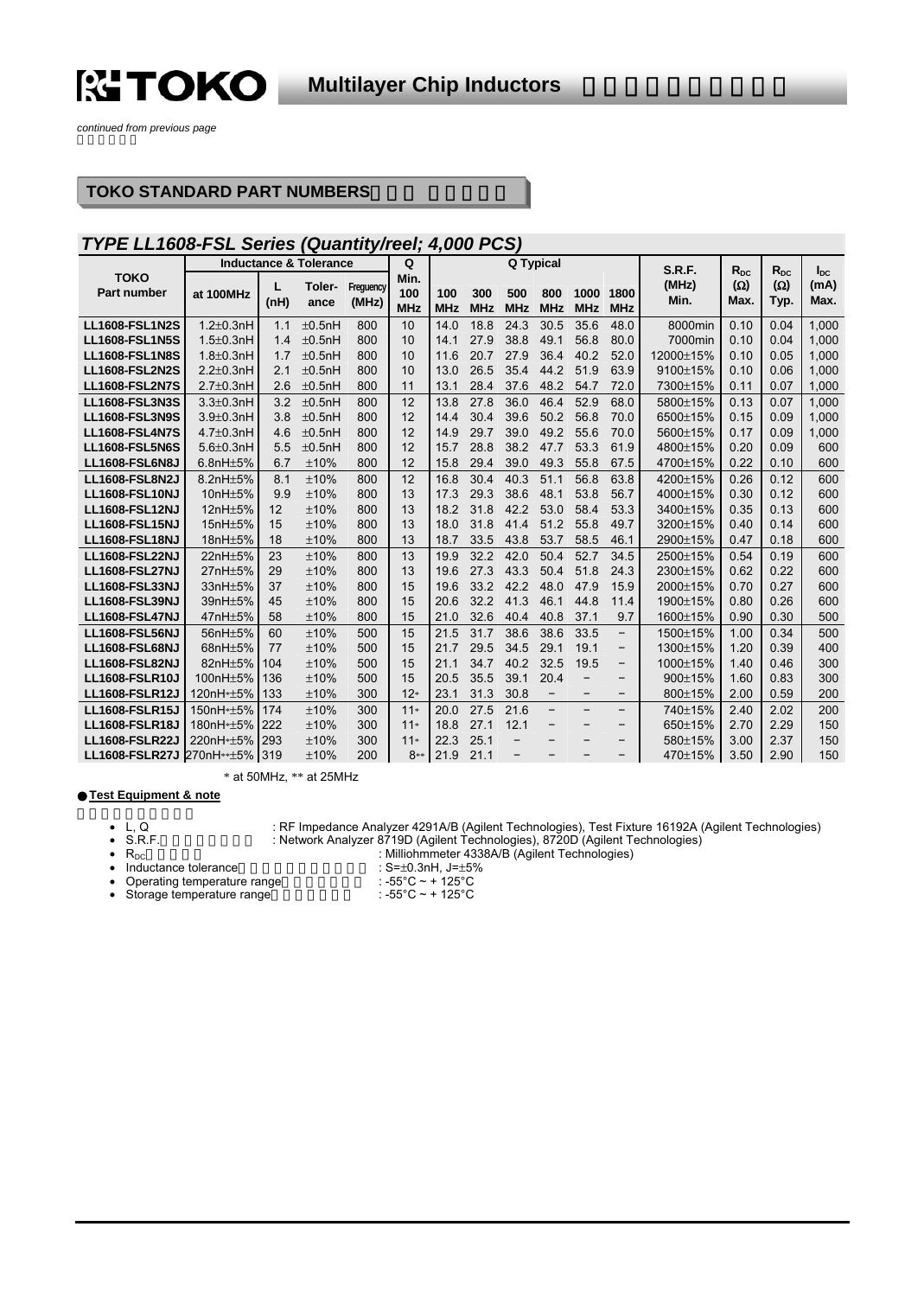*continued from previous page*

## TOKO STANDARD PART NUMBERS

### TYPE LL1608-FSL Series (Quantity/reel; 4,000 PCS)

| TOKO Part number | Inductance & Tolerance | | | | Q | Q Typical | | | | | | S.R.F. | $R_{DC}$ | $R_{DC}$ | $I_{DC}$ |
|---|---|---|---|---|---|---|---|---|---|---|---|---|---|---|---|
| | at 100MHz | L (nH) | Toler-ance | Frequency (MHz) | Min. 100 MHz | 100 MHz | 300 MHz | 500 MHz | 800 MHz | 1000 MHz | 1800 MHz | (MHz) Min. | (Ω) Max. | (Ω) Typ. | (mA) Max. |
| LL1608-FSL1N2S | 1.2±0.3nH | 1.1 | ±0.5nH | 800 | 10 | 14.0 | 18.8 | 24.3 | 30.5 | 35.6 | 48.0 | 8000min | 0.10 | 0.04 | 1,000 |
| LL1608-FSL1N5S | 1.5±0.3nH | 1.4 | ±0.5nH | 800 | 10 | 14.1 | 27.9 | 38.8 | 49.1 | 56.8 | 80.0 | 7000min | 0.10 | 0.04 | 1,000 |
| LL1608-FSL1N8S | 1.8±0.3nH | 1.7 | ±0.5nH | 800 | 10 | 11.6 | 20.7 | 27.9 | 36.4 | 40.2 | 52.0 | 12000±15% | 0.10 | 0.05 | 1,000 |
| LL1608-FSL2N2S | 2.2±0.3nH | 2.1 | ±0.5nH | 800 | 10 | 13.0 | 26.5 | 35.4 | 44.2 | 51.9 | 63.9 | 9100±15% | 0.10 | 0.06 | 1,000 |
| LL1608-FSL2N7S | 2.7±0.3nH | 2.6 | ±0.5nH | 800 | 11 | 13.1 | 28.4 | 37.6 | 48.2 | 54.7 | 72.0 | 7300±15% | 0.11 | 0.07 | 1,000 |
| LL1608-FSL3N3S | 3.3±0.3nH | 3.2 | ±0.5nH | 800 | 12 | 13.8 | 27.8 | 36.0 | 46.4 | 52.9 | 68.0 | 5800±15% | 0.13 | 0.07 | 1,000 |
| LL1608-FSL3N9S | 3.9±0.3nH | 3.8 | ±0.5nH | 800 | 12 | 14.4 | 30.4 | 39.6 | 50.2 | 56.8 | 70.0 | 6500±15% | 0.15 | 0.09 | 1,000 |
| LL1608-FSL4N7S | 4.7±0.3nH | 4.6 | ±0.5nH | 800 | 12 | 14.9 | 29.7 | 39.0 | 49.2 | 55.6 | 70.0 | 5600±15% | 0.17 | 0.09 | 1,000 |
| LL1608-FSL5N6S | 5.6±0.3nH | 5.5 | ±0.5nH | 800 | 12 | 15.7 | 28.8 | 38.2 | 47.7 | 53.3 | 61.9 | 4800±15% | 0.20 | 0.09 | 600 |
| LL1608-FSL6N8J | 6.8nH±5% | 6.7 | ±10% | 800 | 12 | 15.8 | 29.4 | 39.0 | 49.3 | 55.8 | 67.5 | 4700±15% | 0.22 | 0.10 | 600 |
| LL1608-FSL8N2J | 8.2nH±5% | 8.1 | ±10% | 800 | 12 | 16.8 | 30.4 | 40.3 | 51.1 | 56.8 | 63.8 | 4200±15% | 0.26 | 0.12 | 600 |
| LL1608-FSL10NJ | 10nH±5% | 9.9 | ±10% | 800 | 13 | 17.3 | 29.3 | 38.6 | 48.1 | 53.8 | 56.7 | 4000±15% | 0.30 | 0.12 | 600 |
| LL1608-FSL12NJ | 12nH±5% | 12 | ±10% | 800 | 13 | 18.2 | 31.8 | 42.2 | 53.0 | 58.4 | 53.3 | 3400±15% | 0.35 | 0.13 | 600 |
| LL1608-FSL15NJ | 15nH±5% | 15 | ±10% | 800 | 13 | 18.0 | 31.8 | 41.4 | 51.2 | 55.8 | 49.7 | 3200±15% | 0.40 | 0.14 | 600 |
| LL1608-FSL18NJ | 18nH±5% | 18 | ±10% | 800 | 13 | 18.7 | 33.5 | 43.8 | 53.7 | 58.5 | 46.1 | 2900±15% | 0.47 | 0.18 | 600 |
| LL1608-FSL22NJ | 22nH±5% | 23 | ±10% | 800 | 13 | 19.9 | 32.2 | 42.0 | 50.4 | 52.7 | 34.5 | 2500±15% | 0.54 | 0.19 | 600 |
| LL1608-FSL27NJ | 27nH±5% | 29 | ±10% | 800 | 13 | 19.6 | 27.3 | 43.3 | 50.4 | 51.8 | 24.3 | 2300±15% | 0.62 | 0.22 | 600 |
| LL1608-FSL33NJ | 33nH±5% | 37 | ±10% | 800 | 15 | 19.6 | 33.2 | 42.2 | 48.0 | 47.9 | 15.9 | 2000±15% | 0.70 | 0.27 | 600 |
| LL1608-FSL39NJ | 39nH±5% | 45 | ±10% | 800 | 15 | 20.6 | 32.2 | 41.3 | 46.1 | 44.8 | 11.4 | 1900±15% | 0.80 | 0.26 | 600 |
| LL1608-FSL47NJ | 47nH±5% | 58 | ±10% | 800 | 15 | 21.0 | 32.6 | 40.4 | 40.8 | 37.1 | 9.7 | 1600±15% | 0.90 | 0.30 | 500 |
| LL1608-FSL56NJ | 56nH±5% | 60 | ±10% | 500 | 15 | 21.5 | 31.7 | 38.6 | 38.6 | 33.5 | − | 1500±15% | 1.00 | 0.34 | 500 |
| LL1608-FSL68NJ | 68nH±5% | 77 | ±10% | 500 | 15 | 21.7 | 29.5 | 34.5 | 29.1 | 19.1 | − | 1300±15% | 1.20 | 0.39 | 400 |
| LL1608-FSL82NJ | 82nH±5% | 104 | ±10% | 500 | 15 | 21.1 | 34.7 | 40.2 | 32.5 | 19.5 | − | 1000±15% | 1.40 | 0.46 | 300 |
| LL1608-FSLR10J | 100nH±5% | 136 | ±10% | 500 | 15 | 20.5 | 35.5 | 39.1 | 20.4 | − | − | 900±15% | 1.60 | 0.83 | 300 |
| LL1608-FSLR12J | 120nH*±5% | 133 | ±10% | 300 | 12* | 23.1 | 31.3 | 30.8 | − | − | − | 800±15% | 2.00 | 0.59 | 200 |
| LL1608-FSLR15J | 150nH*±5% | 174 | ±10% | 300 | 11* | 20.0 | 27.5 | 21.6 | − | − | − | 740±15% | 2.40 | 2.02 | 200 |
| LL1608-FSLR18J | 180nH*±5% | 222 | ±10% | 300 | 11* | 18.8 | 27.1 | 12.1 | − | − | − | 650±15% | 2.70 | 2.29 | 150 |
| LL1608-FSLR22J | 220nH*±5% | 293 | ±10% | 300 | 11* | 22.3 | 25.1 | − | − | − | − | 580±15% | 3.00 | 2.37 | 150 |
| LL1608-FSLR27J | 270nH**±5% | 319 | ±10% | 200 | 8** | 21.9 | 21.1 | − | − | − | − | 470±15% | 3.50 | 2.90 | 150 |

\* at 50MHz, ** at 25MHz

● **Test Equipment & note**

- L, Q : RF Impedance Analyzer 4291A/B (Agilent Technologies), Test Fixture 16192A (Agilent Technologies)
- S.R.F. : Network Analyzer 8719D (Agilent Technologies), 8720D (Agilent Technologies)
- $R_{DC}$ : Milliohmmeter 4338A/B (Agilent Technologies)
- Inductance tolerance : S=±0.3nH, J=±5%
- Operating temperature range : -55°C ~ + 125°C
- Storage temperature range : -55°C ~ + 125°C